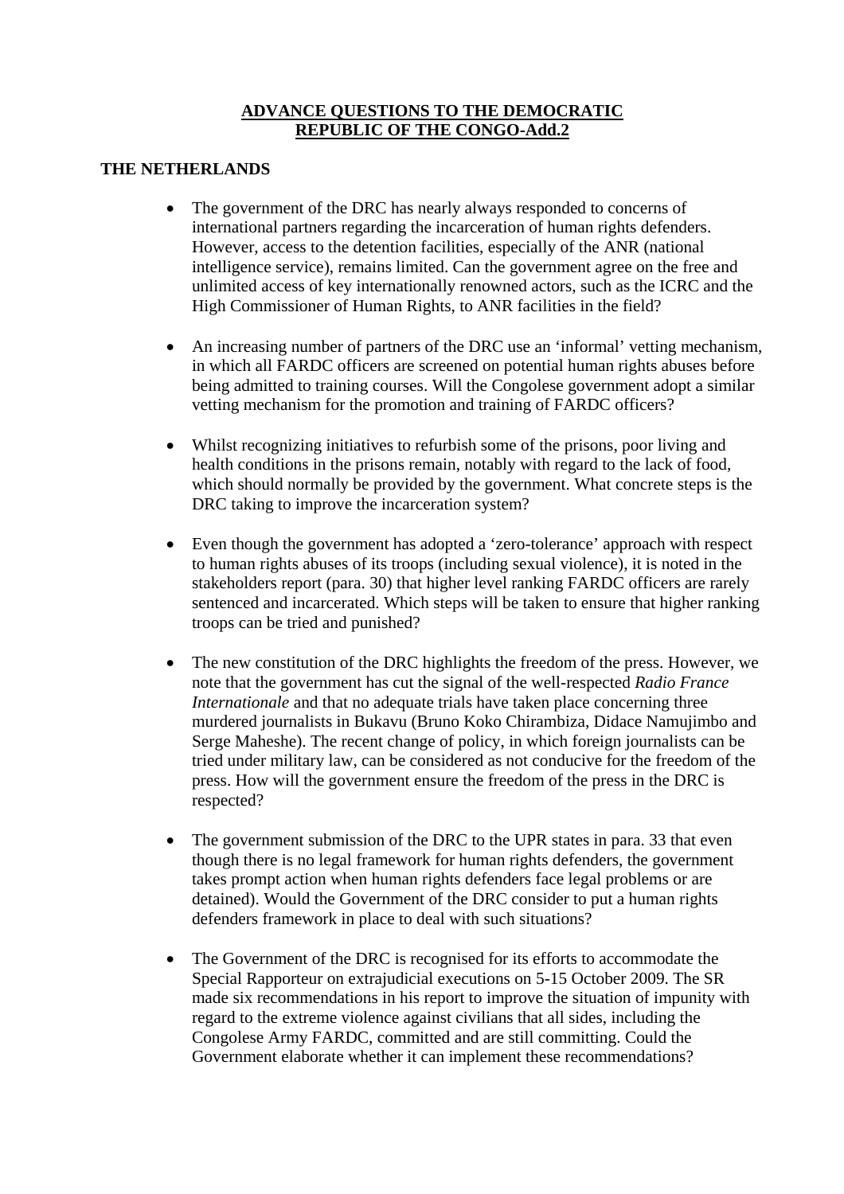# ADVANCE QUESTIONS TO THE DEMOCRATIC REPUBLIC OF THE CONGO-Add.2

## THE NETHERLANDS

- The government of the DRC has nearly always responded to concerns of international partners regarding the incarceration of human rights defenders. However, access to the detention facilities, especially of the ANR (national intelligence service), remains limited. Can the government agree on the free and unlimited access of key internationally renowned actors, such as the ICRC and the High Commissioner of Human Rights, to ANR facilities in the field?

- An increasing number of partners of the DRC use an 'informal' vetting mechanism, in which all FARDC officers are screened on potential human rights abuses before being admitted to training courses. Will the Congolese government adopt a similar vetting mechanism for the promotion and training of FARDC officers?

- Whilst recognizing initiatives to refurbish some of the prisons, poor living and health conditions in the prisons remain, notably with regard to the lack of food, which should normally be provided by the government. What concrete steps is the DRC taking to improve the incarceration system?

- Even though the government has adopted a 'zero-tolerance' approach with respect to human rights abuses of its troops (including sexual violence), it is noted in the stakeholders report (para. 30) that higher level ranking FARDC officers are rarely sentenced and incarcerated. Which steps will be taken to ensure that higher ranking troops can be tried and punished?

- The new constitution of the DRC highlights the freedom of the press. However, we note that the government has cut the signal of the well-respected *Radio France Internationale* and that no adequate trials have taken place concerning three murdered journalists in Bukavu (Bruno Koko Chirambiza, Didace Namujimbo and Serge Maheshe). The recent change of policy, in which foreign journalists can be tried under military law, can be considered as not conducive for the freedom of the press. How will the government ensure the freedom of the press in the DRC is respected?

- The government submission of the DRC to the UPR states in para. 33 that even though there is no legal framework for human rights defenders, the government takes prompt action when human rights defenders face legal problems or are detained). Would the Government of the DRC consider to put a human rights defenders framework in place to deal with such situations?

- The Government of the DRC is recognised for its efforts to accommodate the Special Rapporteur on extrajudicial executions on 5-15 October 2009. The SR made six recommendations in his report to improve the situation of impunity with regard to the extreme violence against civilians that all sides, including the Congolese Army FARDC, committed and are still committing. Could the Government elaborate whether it can implement these recommendations?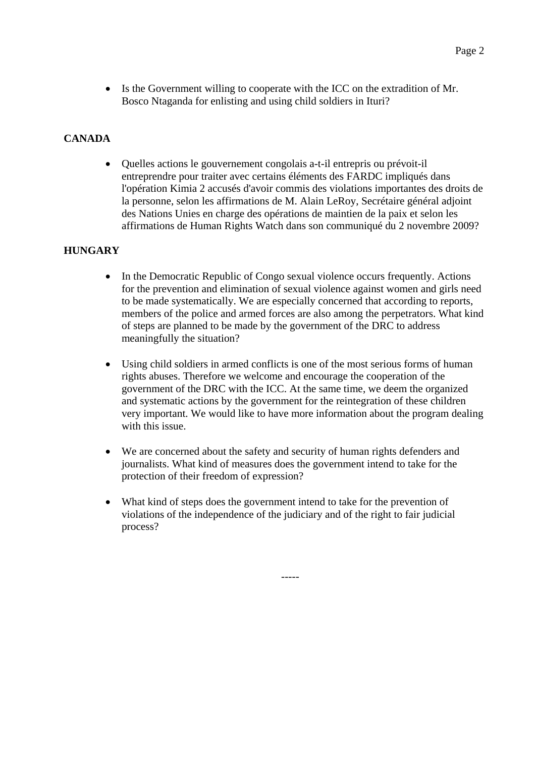- Is the Government willing to cooperate with the ICC on the extradition of Mr. Bosco Ntaganda for enlisting and using child soldiers in Ituri?

**CANADA**

- Quelles actions le gouvernement congolais a-t-il entrepris ou prévoit-il entreprendre pour traiter avec certains éléments des FARDC impliqués dans l'opération Kimia 2 accusés d'avoir commis des violations importantes des droits de la personne, selon les affirmations de M. Alain LeRoy, Secrétaire général adjoint des Nations Unies en charge des opérations de maintien de la paix et selon les affirmations de Human Rights Watch dans son communiqué du 2 novembre 2009?

**HUNGARY**

- In the Democratic Republic of Congo sexual violence occurs frequently. Actions for the prevention and elimination of sexual violence against women and girls need to be made systematically. We are especially concerned that according to reports, members of the police and armed forces are also among the perpetrators. What kind of steps are planned to be made by the government of the DRC to address meaningfully the situation?

- Using child soldiers in armed conflicts is one of the most serious forms of human rights abuses. Therefore we welcome and encourage the cooperation of the government of the DRC with the ICC. At the same time, we deem the organized and systematic actions by the government for the reintegration of these children very important. We would like to have more information about the program dealing with this issue.

- We are concerned about the safety and security of human rights defenders and journalists. What kind of measures does the government intend to take for the protection of their freedom of expression?

- What kind of steps does the government intend to take for the prevention of violations of the independence of the judiciary and of the right to fair judicial process?

-----